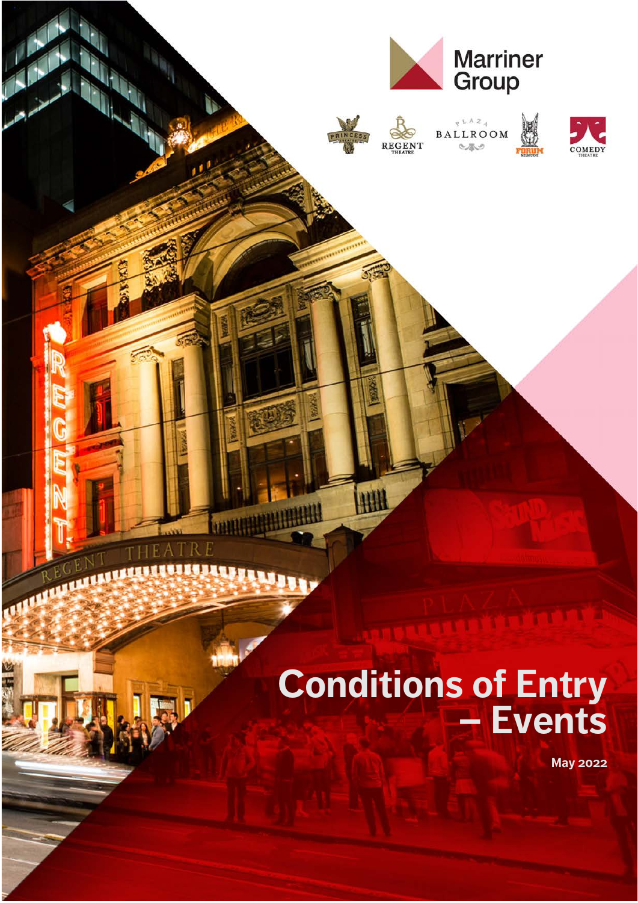Marriner Group

# Conditions of Entry – Events

May 2022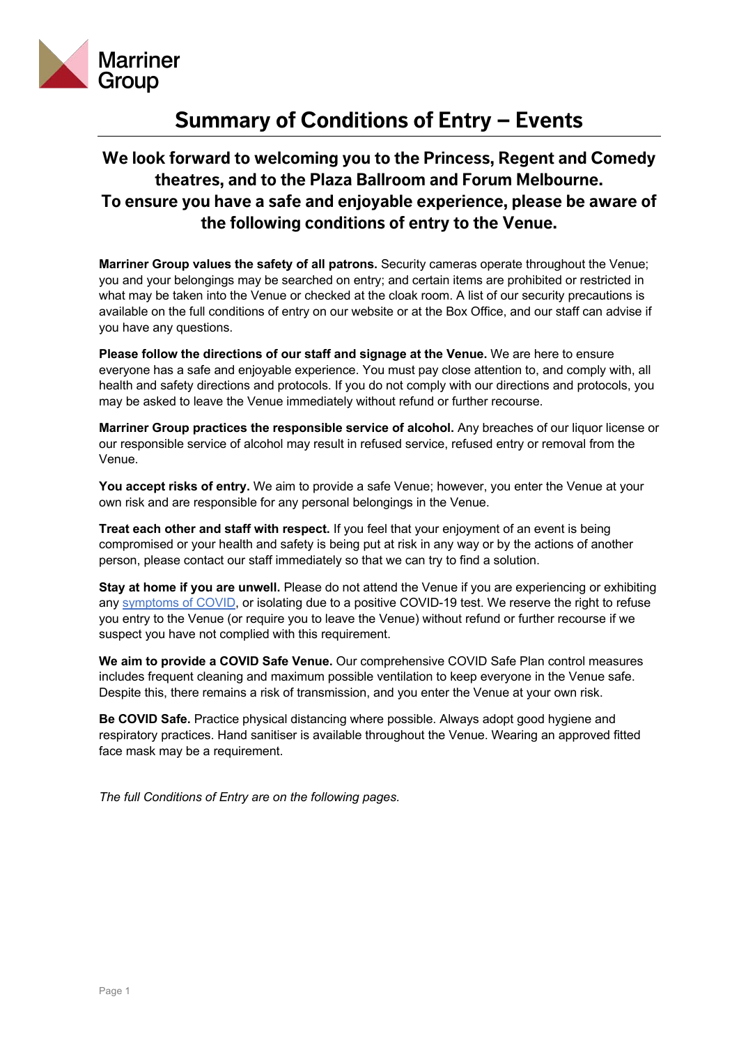# Summary of Conditions of Entry – Events

## We look forward to welcoming you to the Princess, Regent and Comedy theatres, and to the Plaza Ballroom and Forum Melbourne. To ensure you have a safe and enjoyable experience, please be aware of the following conditions of entry to the Venue.

**Marriner Group values the safety of all patrons.** Security cameras operate throughout the Venue; you and your belongings may be searched on entry; and certain items are prohibited or restricted in what may be taken into the Venue or checked at the cloak room. A list of our security precautions is available on the full conditions of entry on our website or at the Box Office, and our staff can advise if you have any questions.

**Please follow the directions of our staff and signage at the Venue.** We are here to ensure everyone has a safe and enjoyable experience. You must pay close attention to, and comply with, all health and safety directions and protocols. If you do not comply with our directions and protocols, you may be asked to leave the Venue immediately without refund or further recourse.

**Marriner Group practices the responsible service of alcohol.** Any breaches of our liquor license or our responsible service of alcohol may result in refused service, refused entry or removal from the Venue.

**You accept risks of entry.** We aim to provide a safe Venue; however, you enter the Venue at your own risk and are responsible for any personal belongings in the Venue.

**Treat each other and staff with respect.** If you feel that your enjoyment of an event is being compromised or your health and safety is being put at risk in any way or by the actions of another person, please contact our staff immediately so that we can try to find a solution.

**Stay at home if you are unwell.** Please do not attend the Venue if you are experiencing or exhibiting any symptoms of COVID, or isolating due to a positive COVID-19 test. We reserve the right to refuse you entry to the Venue (or require you to leave the Venue) without refund or further recourse if we suspect you have not complied with this requirement.

**We aim to provide a COVID Safe Venue.** Our comprehensive COVID Safe Plan control measures includes frequent cleaning and maximum possible ventilation to keep everyone in the Venue safe. Despite this, there remains a risk of transmission, and you enter the Venue at your own risk.

**Be COVID Safe.** Practice physical distancing where possible. Always adopt good hygiene and respiratory practices. Hand sanitiser is available throughout the Venue. Wearing an approved fitted face mask may be a requirement.

*The full Conditions of Entry are on the following pages.*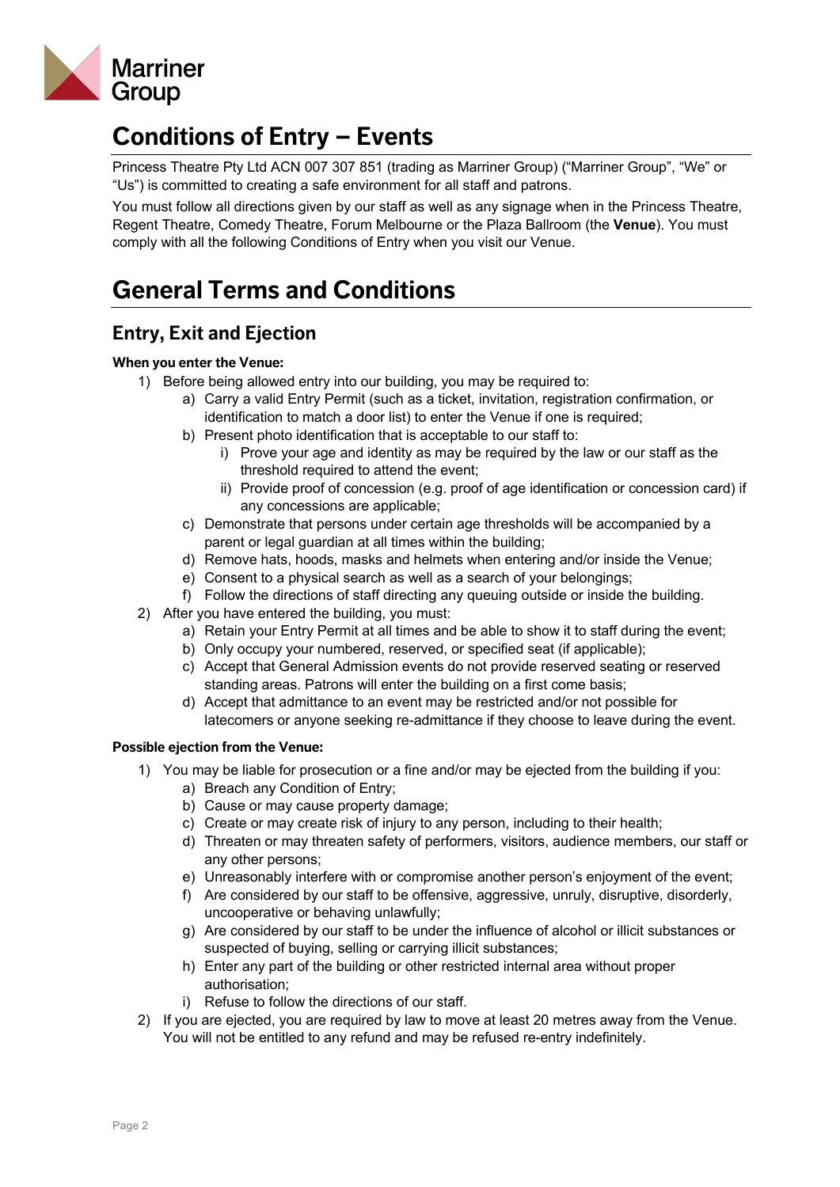# Conditions of Entry – Events

Princess Theatre Pty Ltd ACN 007 307 851 (trading as Marriner Group) ("Marriner Group", "We" or "Us") is committed to creating a safe environment for all staff and patrons.

You must follow all directions given by our staff as well as any signage when in the Princess Theatre, Regent Theatre, Comedy Theatre, Forum Melbourne or the Plaza Ballroom (the **Venue**). You must comply with all the following Conditions of Entry when you visit our Venue.

# General Terms and Conditions

## Entry, Exit and Ejection

**When you enter the Venue:**

1) Before being allowed entry into our building, you may be required to:
   a) Carry a valid Entry Permit (such as a ticket, invitation, registration confirmation, or identification to match a door list) to enter the Venue if one is required;
   b) Present photo identification that is acceptable to our staff to:
      i) Prove your age and identity as may be required by the law or our staff as the threshold required to attend the event;
      ii) Provide proof of concession (e.g. proof of age identification or concession card) if any concessions are applicable;
   c) Demonstrate that persons under certain age thresholds will be accompanied by a parent or legal guardian at all times within the building;
   d) Remove hats, hoods, masks and helmets when entering and/or inside the Venue;
   e) Consent to a physical search as well as a search of your belongings;
   f) Follow the directions of staff directing any queuing outside or inside the building.
2) After you have entered the building, you must:
   a) Retain your Entry Permit at all times and be able to show it to staff during the event;
   b) Only occupy your numbered, reserved, or specified seat (if applicable);
   c) Accept that General Admission events do not provide reserved seating or reserved standing areas. Patrons will enter the building on a first come basis;
   d) Accept that admittance to an event may be restricted and/or not possible for latecomers or anyone seeking re-admittance if they choose to leave during the event.

**Possible ejection from the Venue:**

1) You may be liable for prosecution or a fine and/or may be ejected from the building if you:
   a) Breach any Condition of Entry;
   b) Cause or may cause property damage;
   c) Create or may create risk of injury to any person, including to their health;
   d) Threaten or may threaten safety of performers, visitors, audience members, our staff or any other persons;
   e) Unreasonably interfere with or compromise another person's enjoyment of the event;
   f) Are considered by our staff to be offensive, aggressive, unruly, disruptive, disorderly, uncooperative or behaving unlawfully;
   g) Are considered by our staff to be under the influence of alcohol or illicit substances or suspected of buying, selling or carrying illicit substances;
   h) Enter any part of the building or other restricted internal area without proper authorisation;
   i) Refuse to follow the directions of our staff.
2) If you are ejected, you are required by law to move at least 20 metres away from the Venue. You will not be entitled to any refund and may be refused re-entry indefinitely.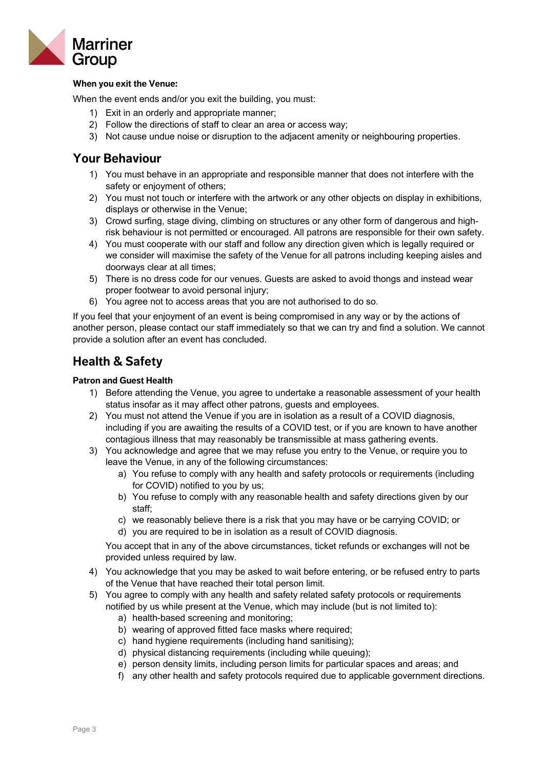**When you exit the Venue:**

When the event ends and/or you exit the building, you must:

1) Exit in an orderly and appropriate manner;
2) Follow the directions of staff to clear an area or access way;
3) Not cause undue noise or disruption to the adjacent amenity or neighbouring properties.

## Your Behaviour

1) You must behave in an appropriate and responsible manner that does not interfere with the safety or enjoyment of others;
2) You must not touch or interfere with the artwork or any other objects on display in exhibitions, displays or otherwise in the Venue;
3) Crowd surfing, stage diving, climbing on structures or any other form of dangerous and high-risk behaviour is not permitted or encouraged. All patrons are responsible for their own safety.
4) You must cooperate with our staff and follow any direction given which is legally required or we consider will maximise the safety of the Venue for all patrons including keeping aisles and doorways clear at all times;
5) There is no dress code for our venues. Guests are asked to avoid thongs and instead wear proper footwear to avoid personal injury;
6) You agree not to access areas that you are not authorised to do so.

If you feel that your enjoyment of an event is being compromised in any way or by the actions of another person, please contact our staff immediately so that we can try and find a solution. We cannot provide a solution after an event has concluded.

## Health & Safety

**Patron and Guest Health**

1) Before attending the Venue, you agree to undertake a reasonable assessment of your health status insofar as it may affect other patrons, guests and employees.
2) You must not attend the Venue if you are in isolation as a result of a COVID diagnosis, including if you are awaiting the results of a COVID test, or if you are known to have another contagious illness that may reasonably be transmissible at mass gathering events.
3) You acknowledge and agree that we may refuse you entry to the Venue, or require you to leave the Venue, in any of the following circumstances:
   a) You refuse to comply with any health and safety protocols or requirements (including for COVID) notified to you by us;
   b) You refuse to comply with any reasonable health and safety directions given by our staff;
   c) we reasonably believe there is a risk that you may have or be carrying COVID; or
   d) you are required to be in isolation as a result of COVID diagnosis.

   You accept that in any of the above circumstances, ticket refunds or exchanges will not be provided unless required by law.
4) You acknowledge that you may be asked to wait before entering, or be refused entry to parts of the Venue that have reached their total person limit.
5) You agree to comply with any health and safety related safety protocols or requirements notified by us while present at the Venue, which may include (but is not limited to):
   a) health-based screening and monitoring;
   b) wearing of approved fitted face masks where required;
   c) hand hygiene requirements (including hand sanitising);
   d) physical distancing requirements (including while queuing);
   e) person density limits, including person limits for particular spaces and areas; and
   f) any other health and safety protocols required due to applicable government directions.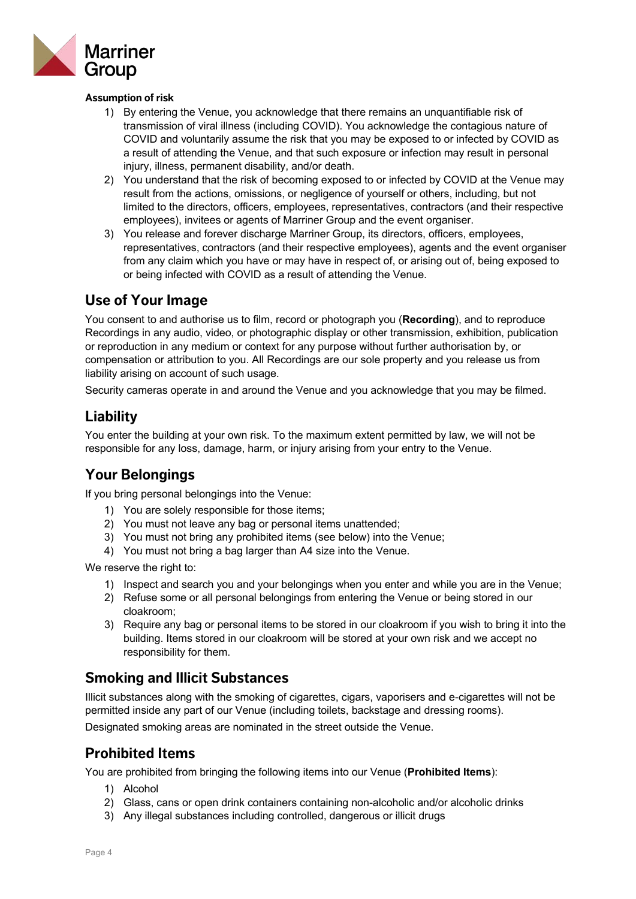**Assumption of risk**

1) By entering the Venue, you acknowledge that there remains an unquantifiable risk of transmission of viral illness (including COVID). You acknowledge the contagious nature of COVID and voluntarily assume the risk that you may be exposed to or infected by COVID as a result of attending the Venue, and that such exposure or infection may result in personal injury, illness, permanent disability, and/or death.
2) You understand that the risk of becoming exposed to or infected by COVID at the Venue may result from the actions, omissions, or negligence of yourself or others, including, but not limited to the directors, officers, employees, representatives, contractors (and their respective employees), invitees or agents of Marriner Group and the event organiser.
3) You release and forever discharge Marriner Group, its directors, officers, employees, representatives, contractors (and their respective employees), agents and the event organiser from any claim which you have or may have in respect of, or arising out of, being exposed to or being infected with COVID as a result of attending the Venue.

## Use of Your Image

You consent to and authorise us to film, record or photograph you (**Recording**), and to reproduce Recordings in any audio, video, or photographic display or other transmission, exhibition, publication or reproduction in any medium or context for any purpose without further authorisation by, or compensation or attribution to you. All Recordings are our sole property and you release us from liability arising on account of such usage.

Security cameras operate in and around the Venue and you acknowledge that you may be filmed.

## Liability

You enter the building at your own risk. To the maximum extent permitted by law, we will not be responsible for any loss, damage, harm, or injury arising from your entry to the Venue.

## Your Belongings

If you bring personal belongings into the Venue:

1) You are solely responsible for those items;
2) You must not leave any bag or personal items unattended;
3) You must not bring any prohibited items (see below) into the Venue;
4) You must not bring a bag larger than A4 size into the Venue.

We reserve the right to:

1) Inspect and search you and your belongings when you enter and while you are in the Venue;
2) Refuse some or all personal belongings from entering the Venue or being stored in our cloakroom;
3) Require any bag or personal items to be stored in our cloakroom if you wish to bring it into the building. Items stored in our cloakroom will be stored at your own risk and we accept no responsibility for them.

## Smoking and Illicit Substances

Illicit substances along with the smoking of cigarettes, cigars, vaporisers and e-cigarettes will not be permitted inside any part of our Venue (including toilets, backstage and dressing rooms).

Designated smoking areas are nominated in the street outside the Venue.

## Prohibited Items

You are prohibited from bringing the following items into our Venue (**Prohibited Items**):

1) Alcohol
2) Glass, cans or open drink containers containing non-alcoholic and/or alcoholic drinks
3) Any illegal substances including controlled, dangerous or illicit drugs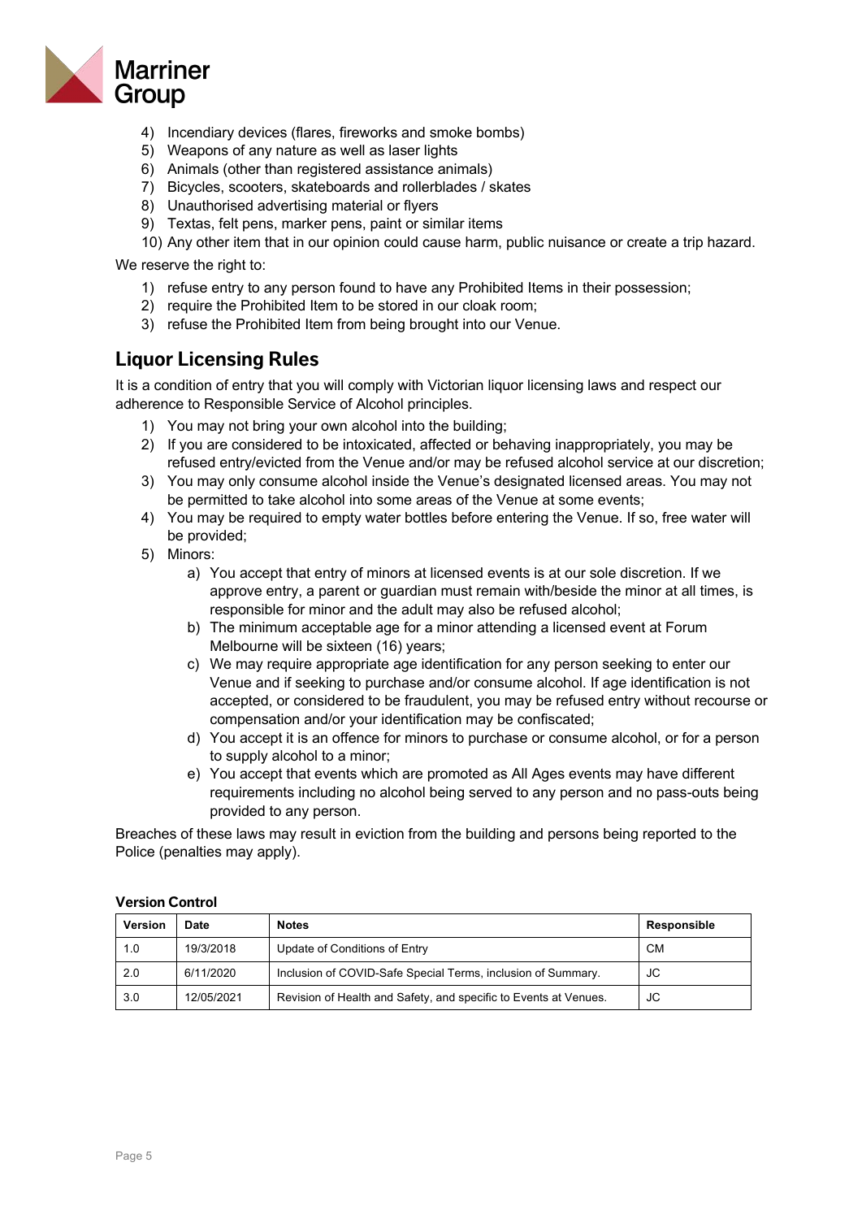4) Incendiary devices (flares, fireworks and smoke bombs)
5) Weapons of any nature as well as laser lights
6) Animals (other than registered assistance animals)
7) Bicycles, scooters, skateboards and rollerblades / skates
8) Unauthorised advertising material or flyers
9) Textas, felt pens, marker pens, paint or similar items
10) Any other item that in our opinion could cause harm, public nuisance or create a trip hazard.

We reserve the right to:

1) refuse entry to any person found to have any Prohibited Items in their possession;
2) require the Prohibited Item to be stored in our cloak room;
3) refuse the Prohibited Item from being brought into our Venue.

## Liquor Licensing Rules

It is a condition of entry that you will comply with Victorian liquor licensing laws and respect our adherence to Responsible Service of Alcohol principles.

1) You may not bring your own alcohol into the building;
2) If you are considered to be intoxicated, affected or behaving inappropriately, you may be refused entry/evicted from the Venue and/or may be refused alcohol service at our discretion;
3) You may only consume alcohol inside the Venue's designated licensed areas. You may not be permitted to take alcohol into some areas of the Venue at some events;
4) You may be required to empty water bottles before entering the Venue. If so, free water will be provided;
5) Minors:
   a) You accept that entry of minors at licensed events is at our sole discretion. If we approve entry, a parent or guardian must remain with/beside the minor at all times, is responsible for minor and the adult may also be refused alcohol;
   b) The minimum acceptable age for a minor attending a licensed event at Forum Melbourne will be sixteen (16) years;
   c) We may require appropriate age identification for any person seeking to enter our Venue and if seeking to purchase and/or consume alcohol. If age identification is not accepted, or considered to be fraudulent, you may be refused entry without recourse or compensation and/or your identification may be confiscated;
   d) You accept it is an offence for minors to purchase or consume alcohol, or for a person to supply alcohol to a minor;
   e) You accept that events which are promoted as All Ages events may have different requirements including no alcohol being served to any person and no pass-outs being provided to any person.

Breaches of these laws may result in eviction from the building and persons being reported to the Police (penalties may apply).

**Version Control**

| Version | Date | Notes | Responsible |
|---|---|---|---|
| 1.0 | 19/3/2018 | Update of Conditions of Entry | CM |
| 2.0 | 6/11/2020 | Inclusion of COVID-Safe Special Terms, inclusion of Summary. | JC |
| 3.0 | 12/05/2021 | Revision of Health and Safety, and specific to Events at Venues. | JC |